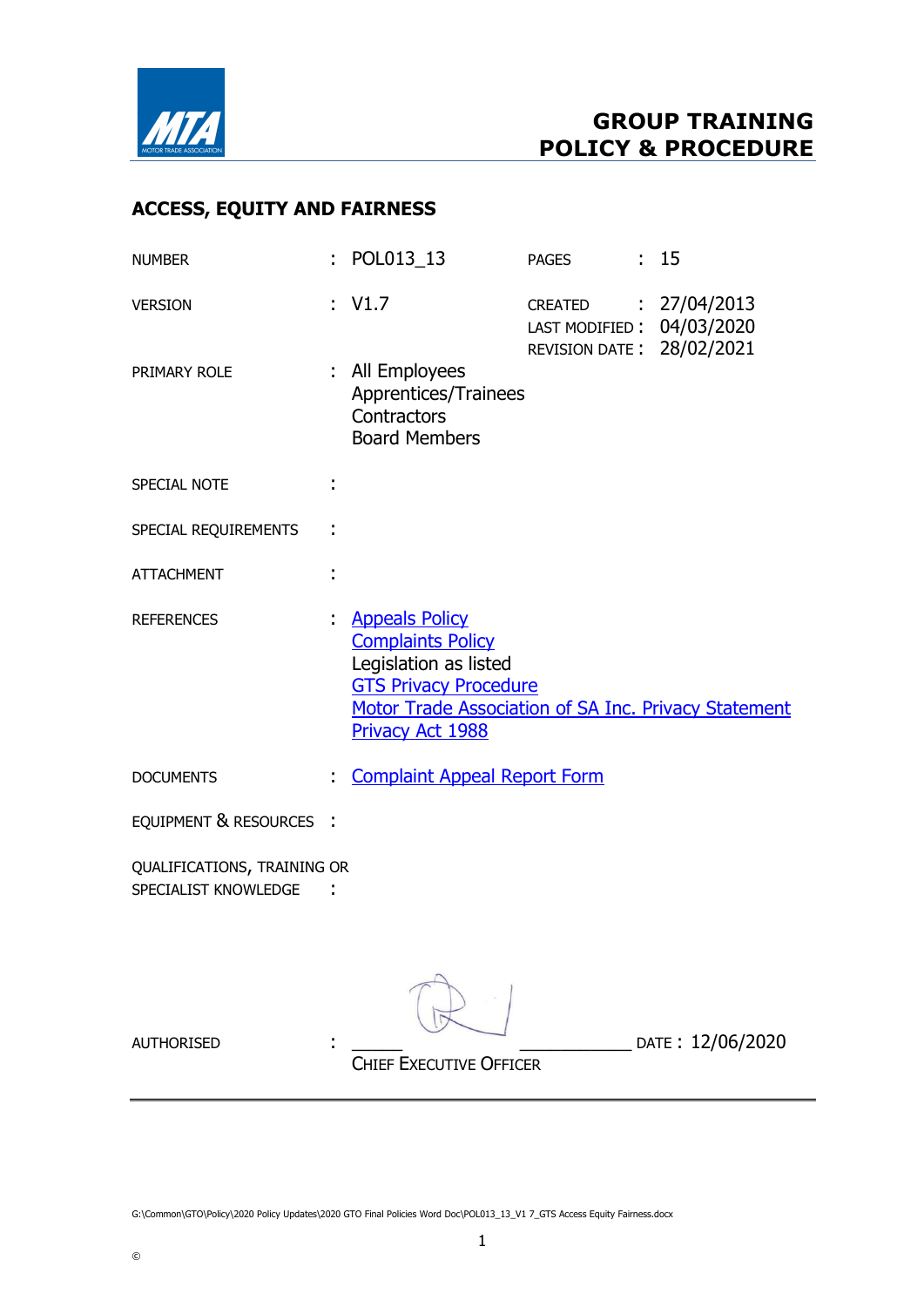# GROUP TRAINING POLICY & PROCEDURE

## ACCESS, EQUITY AND FAIRNESS

| | | | | | |
|---|---|---|---|---|---|
| NUMBER | : | POL013_13 | PAGES | : | 15 |
| VERSION | : | V1.7 | CREATED | : | 27/04/2013 |
| | | | LAST MODIFIED | : | 04/03/2020 |
| | | | REVISION DATE | : | 28/02/2021 |

PRIMARY ROLE : All Employees
Apprentices/Trainees
Contractors
Board Members

SPECIAL NOTE :

SPECIAL REQUIREMENTS :

ATTACHMENT :

REFERENCES : Appeals Policy
Complaints Policy
Legislation as listed
GTS Privacy Procedure
Motor Trade Association of SA Inc. Privacy Statement
Privacy Act 1988

DOCUMENTS : Complaint Appeal Report Form

EQUIPMENT & RESOURCES :

QUALIFICATIONS, TRAINING OR SPECIALIST KNOWLEDGE :

AUTHORISED : ______________________ DATE : 12/06/2020
CHIEF EXECUTIVE OFFICER

G:\Common\GTO\Policy\2020 Policy Updates\2020 GTO Final Policies Word Doc\POL013_13_V1 7_GTS Access Equity Fairness.docx

©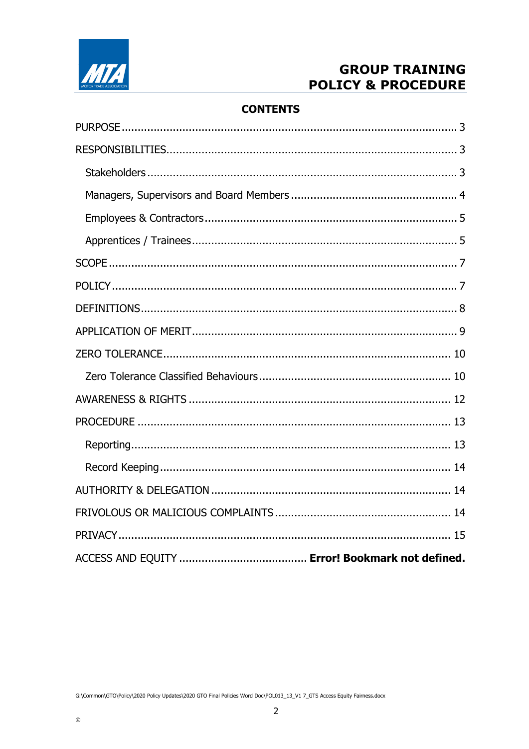## CONTENTS

PURPOSE ........ 3

RESPONSIBILITIES ........ 3

- Stakeholders ........ 3
- Managers, Supervisors and Board Members ........ 4
- Employees & Contractors ........ 5
- Apprentices / Trainees ........ 5

SCOPE ........ 7

POLICY ........ 7

DEFINITIONS ........ 8

APPLICATION OF MERIT ........ 9

ZERO TOLERANCE ........ 10

- Zero Tolerance Classified Behaviours ........ 10

AWARENESS & RIGHTS ........ 12

PROCEDURE ........ 13

- Reporting ........ 13
- Record Keeping ........ 14

AUTHORITY & DELEGATION ........ 14

FRIVOLOUS OR MALICIOUS COMPLAINTS ........ 14

PRIVACY ........ 15

ACCESS AND EQUITY ........ **Error! Bookmark not defined.**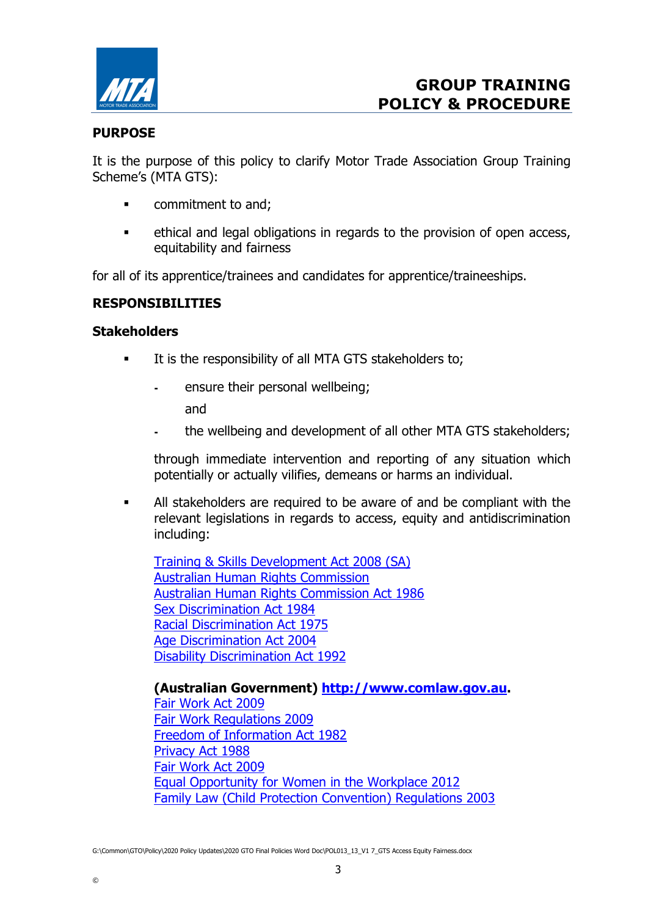## PURPOSE

It is the purpose of this policy to clarify Motor Trade Association Group Training Scheme's (MTA GTS):

- commitment to and;
- ethical and legal obligations in regards to the provision of open access, equitability and fairness

for all of its apprentice/trainees and candidates for apprentice/traineeships.

## RESPONSIBILITIES

### Stakeholders

- It is the responsibility of all MTA GTS stakeholders to;
  - ensure their personal wellbeing;

    and
  - the wellbeing and development of all other MTA GTS stakeholders;

  through immediate intervention and reporting of any situation which potentially or actually vilifies, demeans or harms an individual.

- All stakeholders are required to be aware of and be compliant with the relevant legislations in regards to access, equity and antidiscrimination including:

  Training & Skills Development Act 2008 (SA)
  Australian Human Rights Commission
  Australian Human Rights Commission Act 1986
  Sex Discrimination Act 1984
  Racial Discrimination Act 1975
  Age Discrimination Act 2004
  Disability Discrimination Act 1992

  **(Australian Government) http://www.comlaw.gov.au.**
  Fair Work Act 2009
  Fair Work Regulations 2009
  Freedom of Information Act 1982
  Privacy Act 1988
  Fair Work Act 2009
  Equal Opportunity for Women in the Workplace 2012
  Family Law (Child Protection Convention) Regulations 2003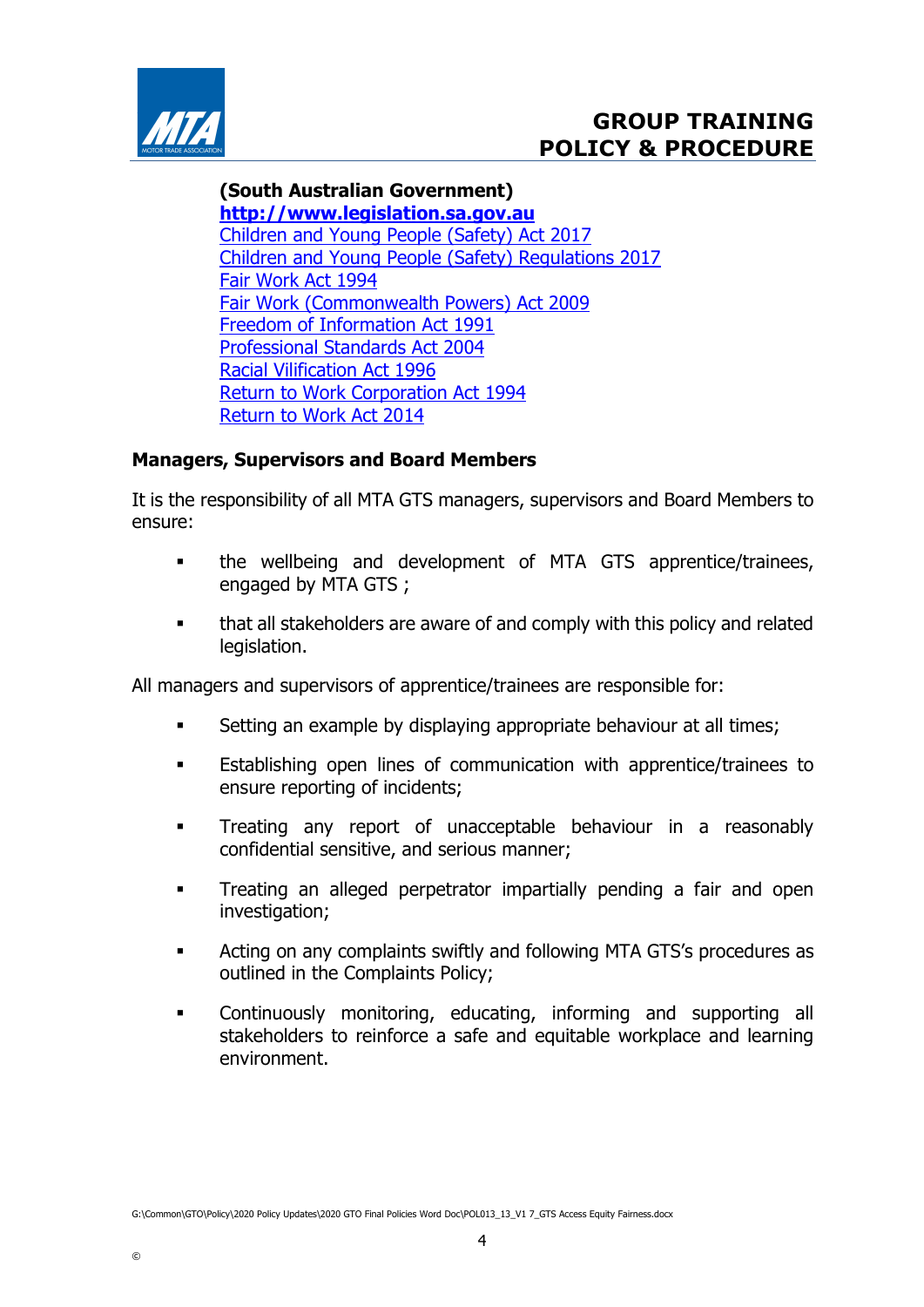**(South Australian Government)**
**[http://www.legislation.sa.gov.au](http://www.legislation.sa.gov.au)**
Children and Young People (Safety) Act 2017
Children and Young People (Safety) Regulations 2017
Fair Work Act 1994
Fair Work (Commonwealth Powers) Act 2009
Freedom of Information Act 1991
Professional Standards Act 2004
Racial Vilification Act 1996
Return to Work Corporation Act 1994
Return to Work Act 2014

**Managers, Supervisors and Board Members**

It is the responsibility of all MTA GTS managers, supervisors and Board Members to ensure:

- the wellbeing and development of MTA GTS apprentice/trainees, engaged by MTA GTS ;
- that all stakeholders are aware of and comply with this policy and related legislation.

All managers and supervisors of apprentice/trainees are responsible for:

- Setting an example by displaying appropriate behaviour at all times;
- Establishing open lines of communication with apprentice/trainees to ensure reporting of incidents;
- Treating any report of unacceptable behaviour in a reasonably confidential sensitive, and serious manner;
- Treating an alleged perpetrator impartially pending a fair and open investigation;
- Acting on any complaints swiftly and following MTA GTS's procedures as outlined in the Complaints Policy;
- Continuously monitoring, educating, informing and supporting all stakeholders to reinforce a safe and equitable workplace and learning environment.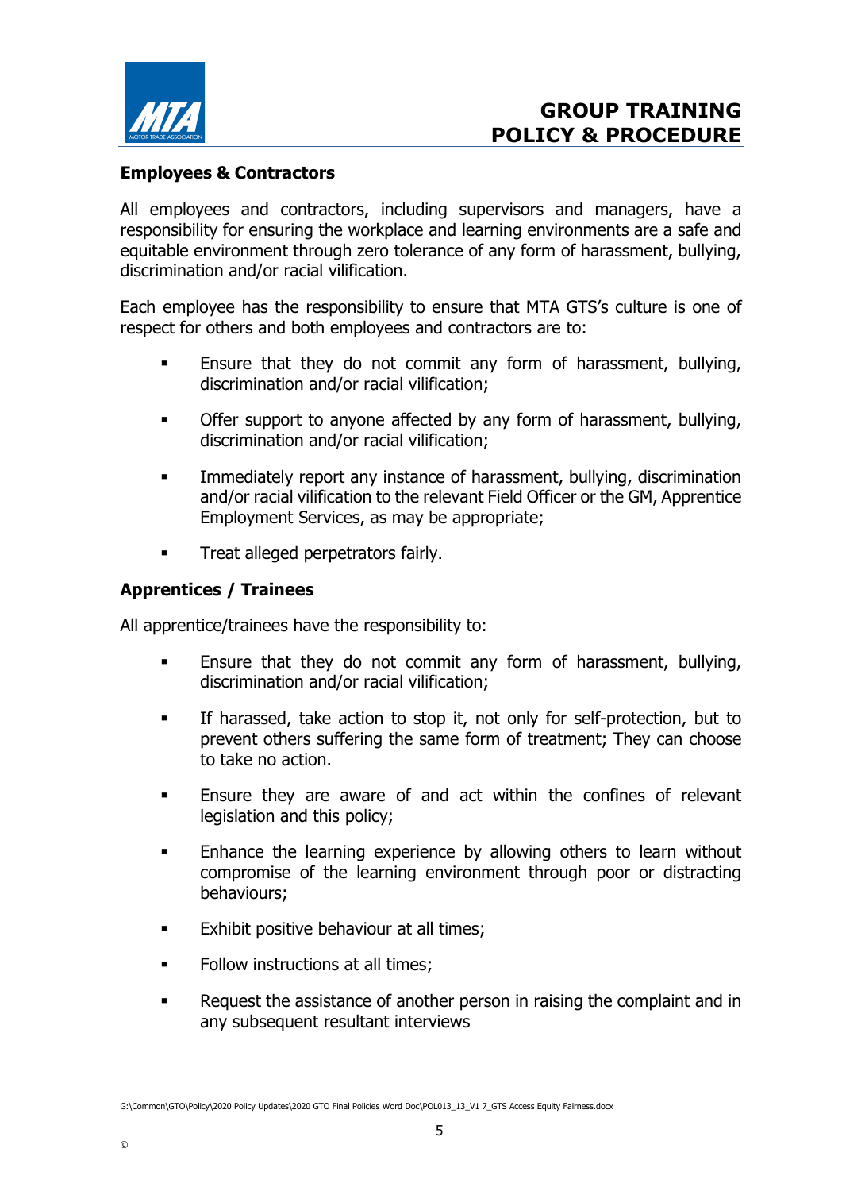## Employees & Contractors

All employees and contractors, including supervisors and managers, have a responsibility for ensuring the workplace and learning environments are a safe and equitable environment through zero tolerance of any form of harassment, bullying, discrimination and/or racial vilification.

Each employee has the responsibility to ensure that MTA GTS's culture is one of respect for others and both employees and contractors are to:

- Ensure that they do not commit any form of harassment, bullying, discrimination and/or racial vilification;
- Offer support to anyone affected by any form of harassment, bullying, discrimination and/or racial vilification;
- Immediately report any instance of harassment, bullying, discrimination and/or racial vilification to the relevant Field Officer or the GM, Apprentice Employment Services, as may be appropriate;
- Treat alleged perpetrators fairly.

## Apprentices / Trainees

All apprentice/trainees have the responsibility to:

- Ensure that they do not commit any form of harassment, bullying, discrimination and/or racial vilification;
- If harassed, take action to stop it, not only for self-protection, but to prevent others suffering the same form of treatment; They can choose to take no action.
- Ensure they are aware of and act within the confines of relevant legislation and this policy;
- Enhance the learning experience by allowing others to learn without compromise of the learning environment through poor or distracting behaviours;
- Exhibit positive behaviour at all times;
- Follow instructions at all times;
- Request the assistance of another person in raising the complaint and in any subsequent resultant interviews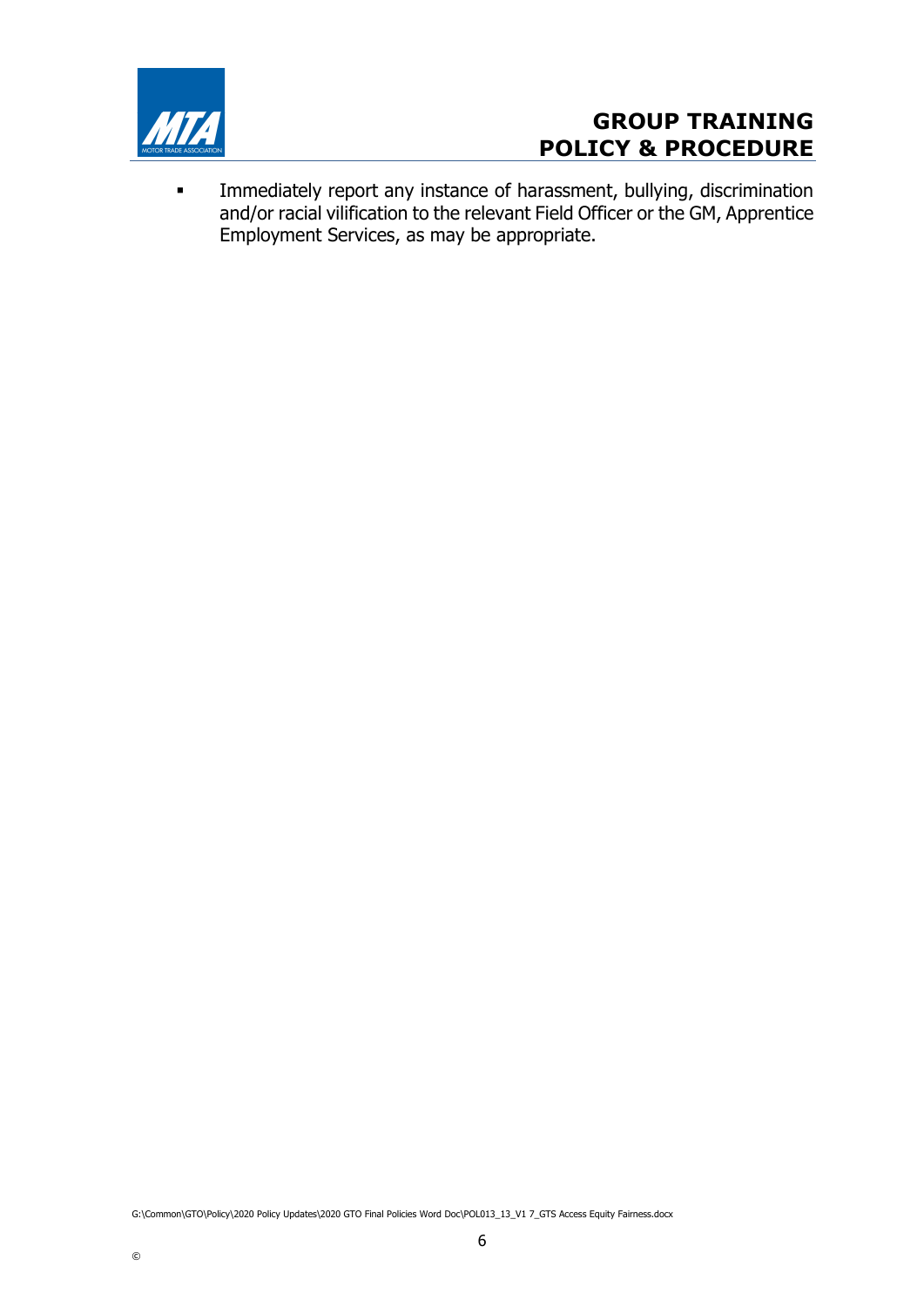- Immediately report any instance of harassment, bullying, discrimination and/or racial vilification to the relevant Field Officer or the GM, Apprentice Employment Services, as may be appropriate.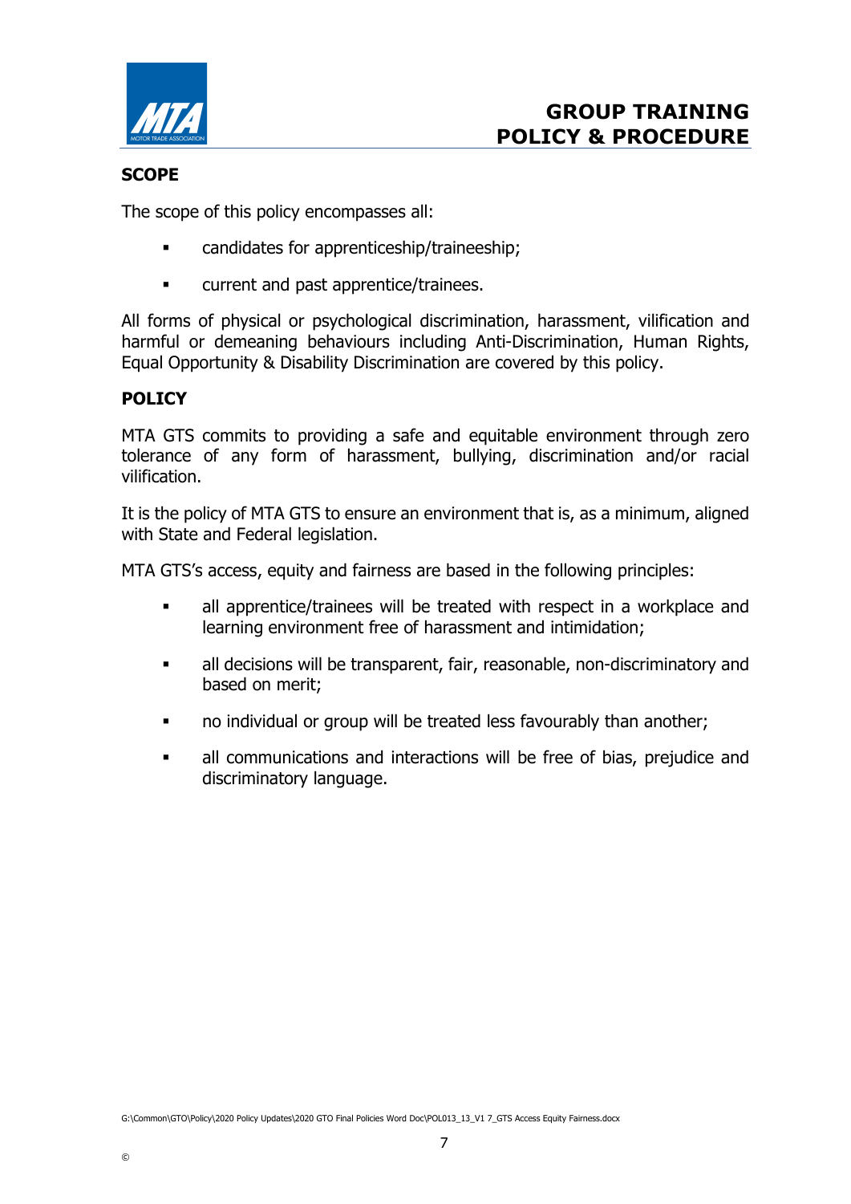## SCOPE

The scope of this policy encompasses all:

- candidates for apprenticeship/traineeship;
- current and past apprentice/trainees.

All forms of physical or psychological discrimination, harassment, vilification and harmful or demeaning behaviours including Anti-Discrimination, Human Rights, Equal Opportunity & Disability Discrimination are covered by this policy.

## POLICY

MTA GTS commits to providing a safe and equitable environment through zero tolerance of any form of harassment, bullying, discrimination and/or racial vilification.

It is the policy of MTA GTS to ensure an environment that is, as a minimum, aligned with State and Federal legislation.

MTA GTS's access, equity and fairness are based in the following principles:

- all apprentice/trainees will be treated with respect in a workplace and learning environment free of harassment and intimidation;
- all decisions will be transparent, fair, reasonable, non-discriminatory and based on merit;
- no individual or group will be treated less favourably than another;
- all communications and interactions will be free of bias, prejudice and discriminatory language.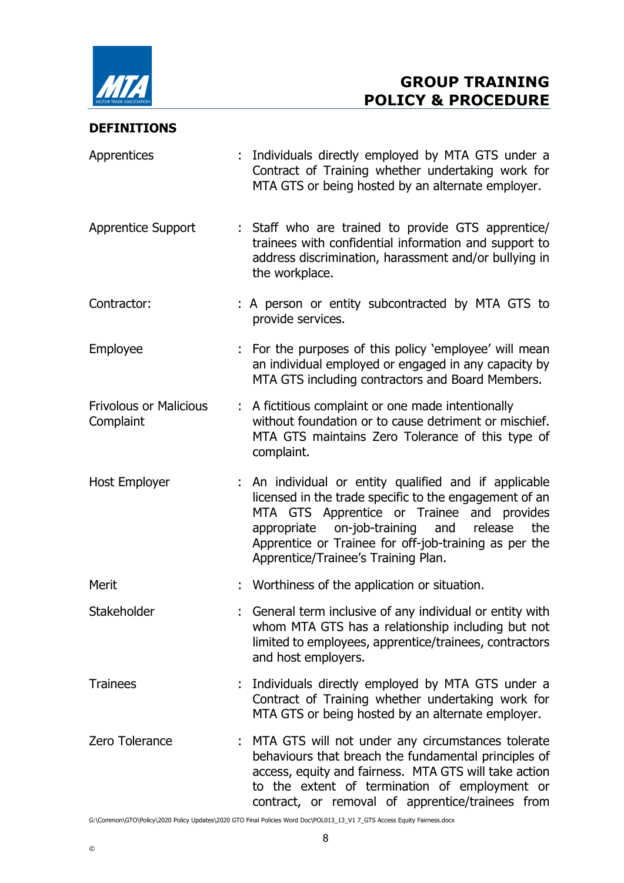## DEFINITIONS

| Term | Definition |
|---|---|
| Apprentices | Individuals directly employed by MTA GTS under a Contract of Training whether undertaking work for MTA GTS or being hosted by an alternate employer. |
| Apprentice Support | Staff who are trained to provide GTS apprentice/ trainees with confidential information and support to address discrimination, harassment and/or bullying in the workplace. |
| Contractor: | A person or entity subcontracted by MTA GTS to provide services. |
| Employee | For the purposes of this policy 'employee' will mean an individual employed or engaged in any capacity by MTA GTS including contractors and Board Members. |
| Frivolous or Malicious Complaint | A fictitious complaint or one made intentionally without foundation or to cause detriment or mischief. MTA GTS maintains Zero Tolerance of this type of complaint. |
| Host Employer | An individual or entity qualified and if applicable licensed in the trade specific to the engagement of an MTA GTS Apprentice or Trainee and provides appropriate on-job-training and release the Apprentice or Trainee for off-job-training as per the Apprentice/Trainee's Training Plan. |
| Merit | Worthiness of the application or situation. |
| Stakeholder | General term inclusive of any individual or entity with whom MTA GTS has a relationship including but not limited to employees, apprentice/trainees, contractors and host employers. |
| Trainees | Individuals directly employed by MTA GTS under a Contract of Training whether undertaking work for MTA GTS or being hosted by an alternate employer. |
| Zero Tolerance | MTA GTS will not under any circumstances tolerate behaviours that breach the fundamental principles of access, equity and fairness. MTA GTS will take action to the extent of termination of employment or contract, or removal of apprentice/trainees from |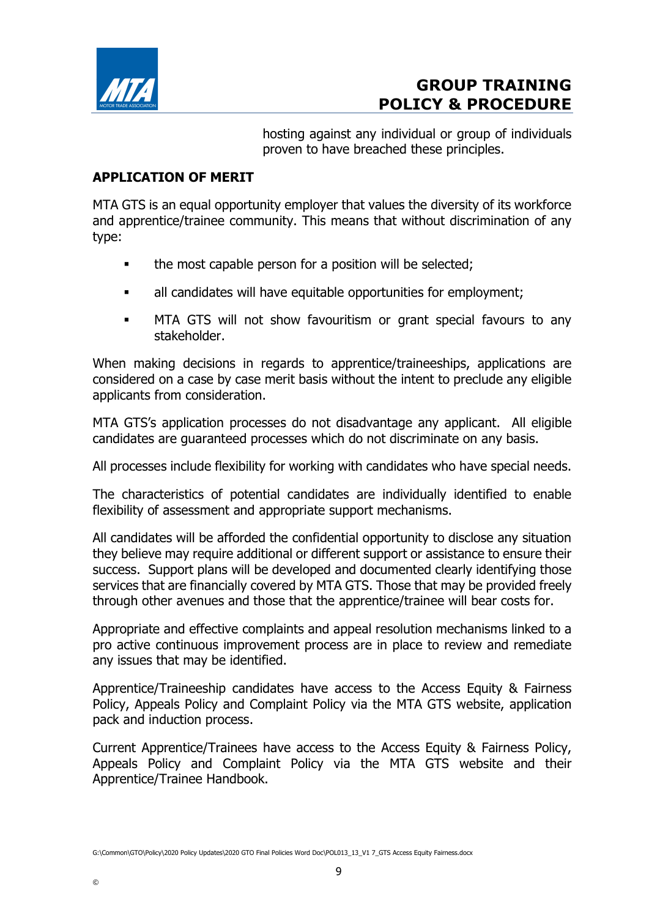hosting against any individual or group of individuals proven to have breached these principles.

## APPLICATION OF MERIT

MTA GTS is an equal opportunity employer that values the diversity of its workforce and apprentice/trainee community. This means that without discrimination of any type:

- the most capable person for a position will be selected;
- all candidates will have equitable opportunities for employment;
- MTA GTS will not show favouritism or grant special favours to any stakeholder.

When making decisions in regards to apprentice/traineeships, applications are considered on a case by case merit basis without the intent to preclude any eligible applicants from consideration.

MTA GTS's application processes do not disadvantage any applicant. All eligible candidates are guaranteed processes which do not discriminate on any basis.

All processes include flexibility for working with candidates who have special needs.

The characteristics of potential candidates are individually identified to enable flexibility of assessment and appropriate support mechanisms.

All candidates will be afforded the confidential opportunity to disclose any situation they believe may require additional or different support or assistance to ensure their success. Support plans will be developed and documented clearly identifying those services that are financially covered by MTA GTS. Those that may be provided freely through other avenues and those that the apprentice/trainee will bear costs for.

Appropriate and effective complaints and appeal resolution mechanisms linked to a pro active continuous improvement process are in place to review and remediate any issues that may be identified.

Apprentice/Traineeship candidates have access to the Access Equity & Fairness Policy, Appeals Policy and Complaint Policy via the MTA GTS website, application pack and induction process.

Current Apprentice/Trainees have access to the Access Equity & Fairness Policy, Appeals Policy and Complaint Policy via the MTA GTS website and their Apprentice/Trainee Handbook.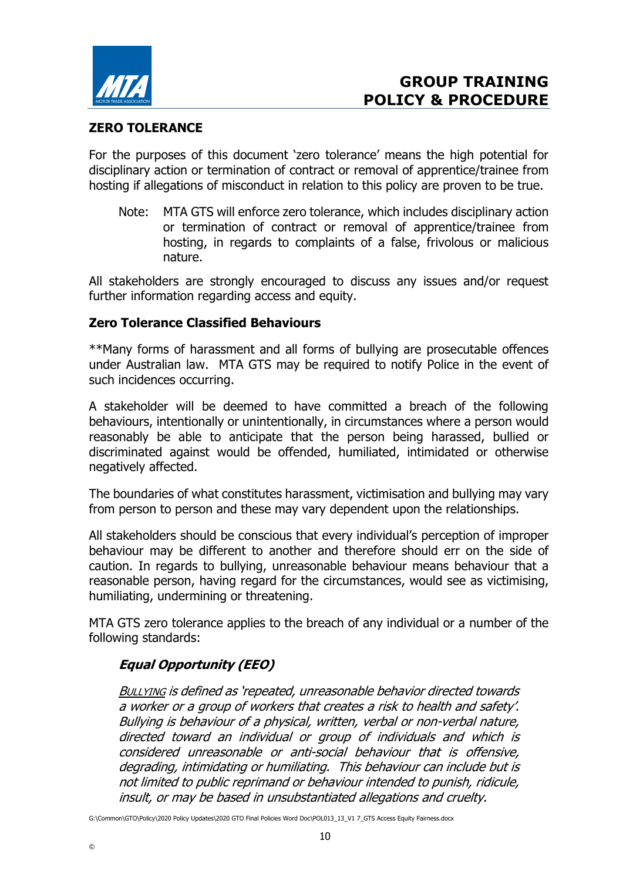## ZERO TOLERANCE

For the purposes of this document 'zero tolerance' means the high potential for disciplinary action or termination of contract or removal of apprentice/trainee from hosting if allegations of misconduct in relation to this policy are proven to be true.

> Note: MTA GTS will enforce zero tolerance, which includes disciplinary action or termination of contract or removal of apprentice/trainee from hosting, in regards to complaints of a false, frivolous or malicious nature.

All stakeholders are strongly encouraged to discuss any issues and/or request further information regarding access and equity.

### Zero Tolerance Classified Behaviours

**Many forms of harassment and all forms of bullying are prosecutable offences under Australian law. MTA GTS may be required to notify Police in the event of such incidences occurring.

A stakeholder will be deemed to have committed a breach of the following behaviours, intentionally or unintentionally, in circumstances where a person would reasonably be able to anticipate that the person being harassed, bullied or discriminated against would be offended, humiliated, intimidated or otherwise negatively affected.

The boundaries of what constitutes harassment, victimisation and bullying may vary from person to person and these may vary dependent upon the relationships.

All stakeholders should be conscious that every individual's perception of improper behaviour may be different to another and therefore should err on the side of caution. In regards to bullying, unreasonable behaviour means behaviour that a reasonable person, having regard for the circumstances, would see as victimising, humiliating, undermining or threatening.

MTA GTS zero tolerance applies to the breach of any individual or a number of the following standards:

#### *Equal Opportunity (EEO)*

*<u>Bullying</u> is defined as 'repeated, unreasonable behavior directed towards a worker or a group of workers that creates a risk to health and safety'. Bullying is behaviour of a physical, written, verbal or non-verbal nature, directed toward an individual or group of individuals and which is considered unreasonable or anti-social behaviour that is offensive, degrading, intimidating or humiliating. This behaviour can include but is not limited to public reprimand or behaviour intended to punish, ridicule, insult, or may be based in unsubstantiated allegations and cruelty.*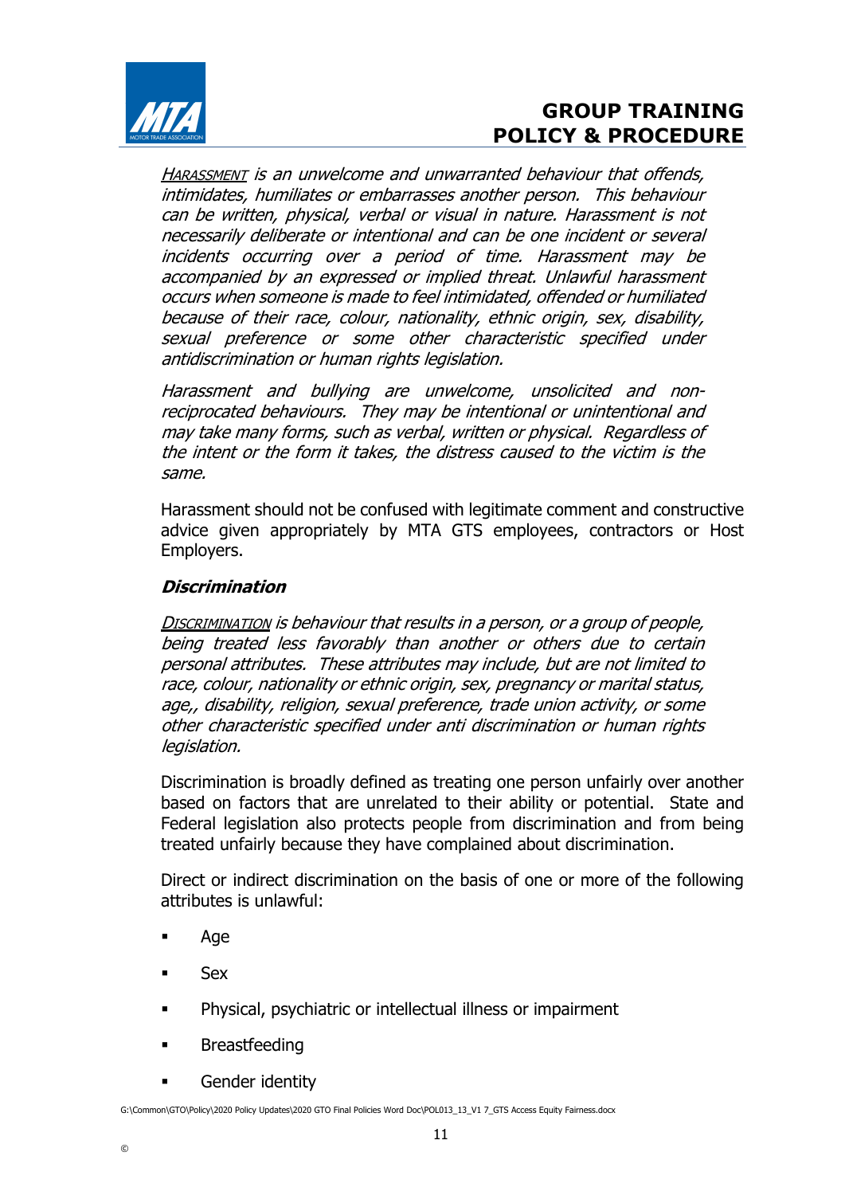*<u>HARASSMENT</u> is an unwelcome and unwarranted behaviour that offends, intimidates, humiliates or embarrasses another person. This behaviour can be written, physical, verbal or visual in nature. Harassment is not necessarily deliberate or intentional and can be one incident or several incidents occurring over a period of time. Harassment may be accompanied by an expressed or implied threat. Unlawful harassment occurs when someone is made to feel intimidated, offended or humiliated because of their race, colour, nationality, ethnic origin, sex, disability, sexual preference or some other characteristic specified under antidiscrimination or human rights legislation.*

*Harassment and bullying are unwelcome, unsolicited and non-reciprocated behaviours. They may be intentional or unintentional and may take many forms, such as verbal, written or physical. Regardless of the intent or the form it takes, the distress caused to the victim is the same.*

Harassment should not be confused with legitimate comment and constructive advice given appropriately by MTA GTS employees, contractors or Host Employers.

### ***Discrimination***

*<u>DISCRIMINATION</u> is behaviour that results in a person, or a group of people, being treated less favorably than another or others due to certain personal attributes. These attributes may include, but are not limited to race, colour, nationality or ethnic origin, sex, pregnancy or marital status, age,, disability, religion, sexual preference, trade union activity, or some other characteristic specified under anti discrimination or human rights legislation.*

Discrimination is broadly defined as treating one person unfairly over another based on factors that are unrelated to their ability or potential. State and Federal legislation also protects people from discrimination and from being treated unfairly because they have complained about discrimination.

Direct or indirect discrimination on the basis of one or more of the following attributes is unlawful:

- Age
- Sex
- Physical, psychiatric or intellectual illness or impairment
- Breastfeeding
- Gender identity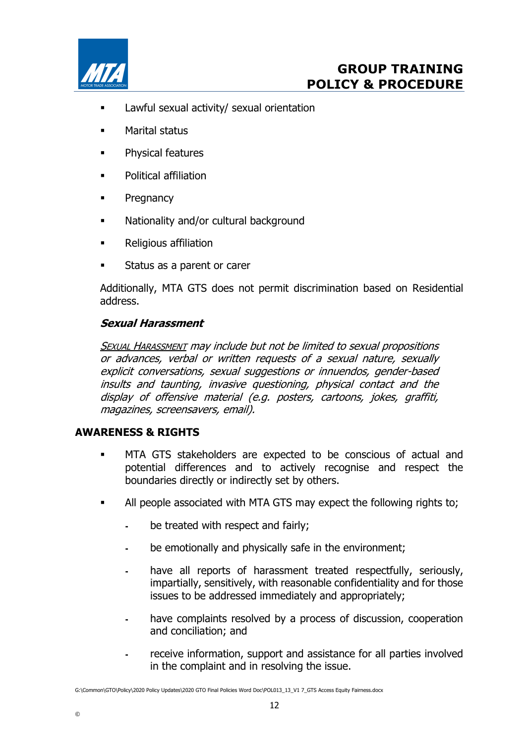- Lawful sexual activity/ sexual orientation
- Marital status
- Physical features
- Political affiliation
- Pregnancy
- Nationality and/or cultural background
- Religious affiliation
- Status as a parent or carer

Additionally, MTA GTS does not permit discrimination based on Residential address.

### *Sexual Harassment*

*Sexual Harassment may include but not be limited to sexual propositions or advances, verbal or written requests of a sexual nature, sexually explicit conversations, sexual suggestions or innuendos, gender-based insults and taunting, invasive questioning, physical contact and the display of offensive material (e.g. posters, cartoons, jokes, graffiti, magazines, screensavers, email).*

## AWARENESS & RIGHTS

- MTA GTS stakeholders are expected to be conscious of actual and potential differences and to actively recognise and respect the boundaries directly or indirectly set by others.
- All people associated with MTA GTS may expect the following rights to;
  - be treated with respect and fairly;
  - be emotionally and physically safe in the environment;
  - have all reports of harassment treated respectfully, seriously, impartially, sensitively, with reasonable confidentiality and for those issues to be addressed immediately and appropriately;
  - have complaints resolved by a process of discussion, cooperation and conciliation; and
  - receive information, support and assistance for all parties involved in the complaint and in resolving the issue.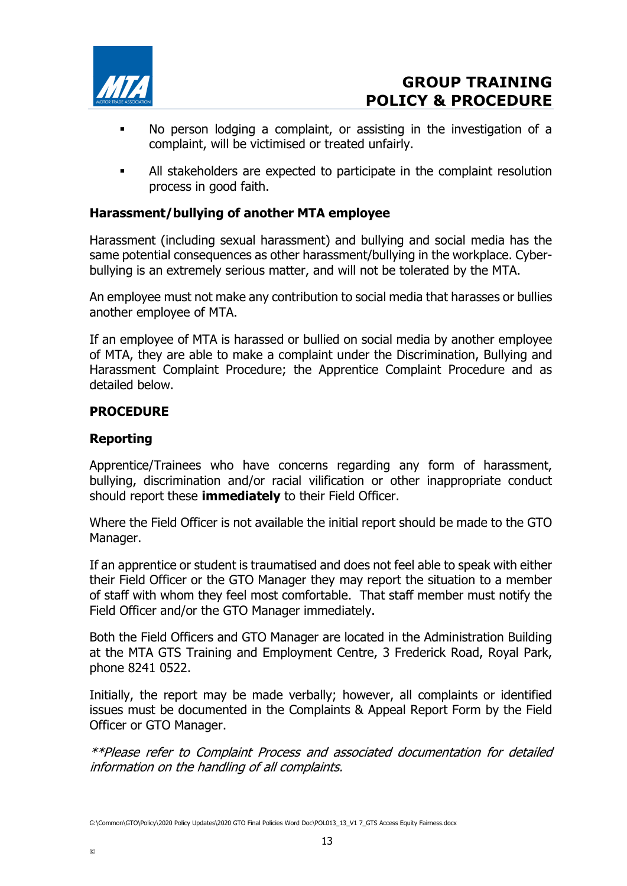- No person lodging a complaint, or assisting in the investigation of a complaint, will be victimised or treated unfairly.
- All stakeholders are expected to participate in the complaint resolution process in good faith.

**Harassment/bullying of another MTA employee**

Harassment (including sexual harassment) and bullying and social media has the same potential consequences as other harassment/bullying in the workplace. Cyber-bullying is an extremely serious matter, and will not be tolerated by the MTA.

An employee must not make any contribution to social media that harasses or bullies another employee of MTA.

If an employee of MTA is harassed or bullied on social media by another employee of MTA, they are able to make a complaint under the Discrimination, Bullying and Harassment Complaint Procedure; the Apprentice Complaint Procedure and as detailed below.

**PROCEDURE**

**Reporting**

Apprentice/Trainees who have concerns regarding any form of harassment, bullying, discrimination and/or racial vilification or other inappropriate conduct should report these **immediately** to their Field Officer.

Where the Field Officer is not available the initial report should be made to the GTO Manager.

If an apprentice or student is traumatised and does not feel able to speak with either their Field Officer or the GTO Manager they may report the situation to a member of staff with whom they feel most comfortable. That staff member must notify the Field Officer and/or the GTO Manager immediately.

Both the Field Officers and GTO Manager are located in the Administration Building at the MTA GTS Training and Employment Centre, 3 Frederick Road, Royal Park, phone 8241 0522.

Initially, the report may be made verbally; however, all complaints or identified issues must be documented in the Complaints & Appeal Report Form by the Field Officer or GTO Manager.

*\*\*Please refer to Complaint Process and associated documentation for detailed information on the handling of all complaints.*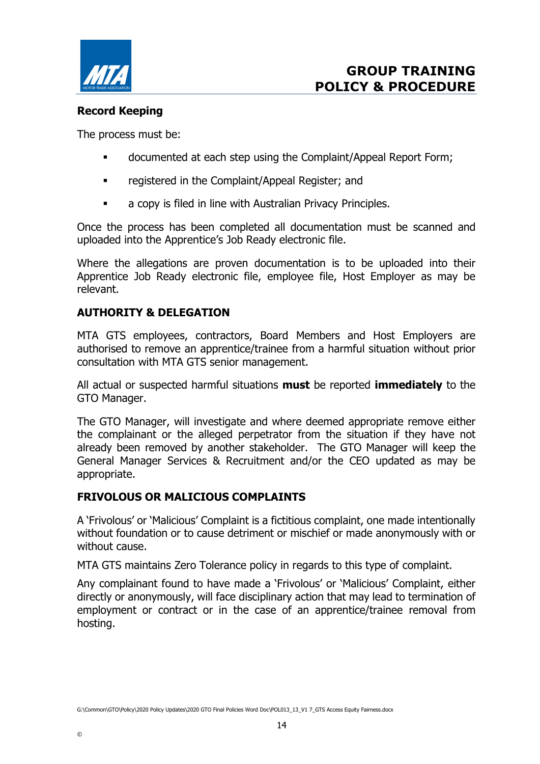### Record Keeping

The process must be:

- documented at each step using the Complaint/Appeal Report Form;
- registered in the Complaint/Appeal Register; and
- a copy is filed in line with Australian Privacy Principles.

Once the process has been completed all documentation must be scanned and uploaded into the Apprentice's Job Ready electronic file.

Where the allegations are proven documentation is to be uploaded into their Apprentice Job Ready electronic file, employee file, Host Employer as may be relevant.

## AUTHORITY & DELEGATION

MTA GTS employees, contractors, Board Members and Host Employers are authorised to remove an apprentice/trainee from a harmful situation without prior consultation with MTA GTS senior management.

All actual or suspected harmful situations **must** be reported **immediately** to the GTO Manager.

The GTO Manager, will investigate and where deemed appropriate remove either the complainant or the alleged perpetrator from the situation if they have not already been removed by another stakeholder. The GTO Manager will keep the General Manager Services & Recruitment and/or the CEO updated as may be appropriate.

## FRIVOLOUS OR MALICIOUS COMPLAINTS

A 'Frivolous' or 'Malicious' Complaint is a fictitious complaint, one made intentionally without foundation or to cause detriment or mischief or made anonymously with or without cause.

MTA GTS maintains Zero Tolerance policy in regards to this type of complaint.

Any complainant found to have made a 'Frivolous' or 'Malicious' Complaint, either directly or anonymously, will face disciplinary action that may lead to termination of employment or contract or in the case of an apprentice/trainee removal from hosting.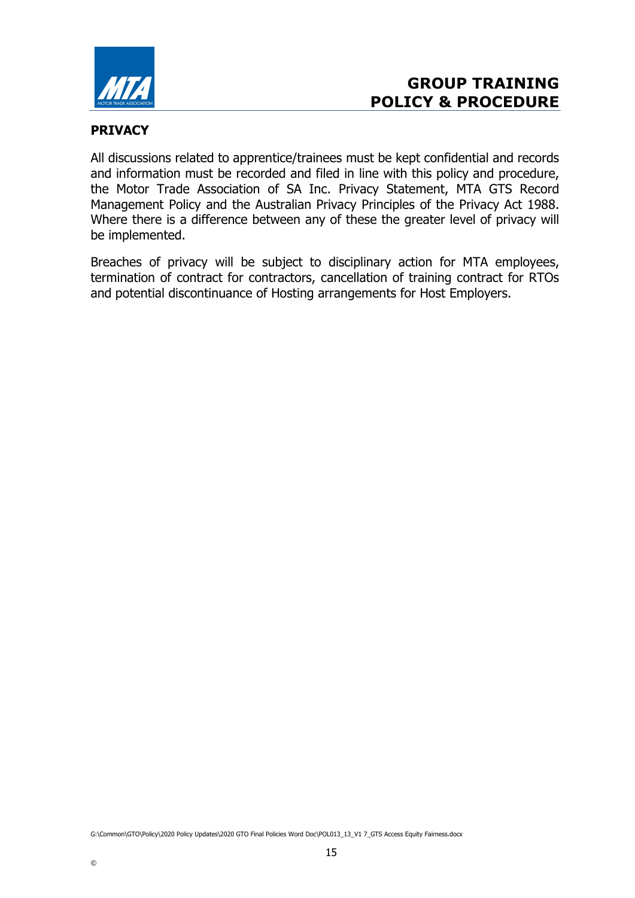## PRIVACY

All discussions related to apprentice/trainees must be kept confidential and records and information must be recorded and filed in line with this policy and procedure, the Motor Trade Association of SA Inc. Privacy Statement, MTA GTS Record Management Policy and the Australian Privacy Principles of the Privacy Act 1988. Where there is a difference between any of these the greater level of privacy will be implemented.

Breaches of privacy will be subject to disciplinary action for MTA employees, termination of contract for contractors, cancellation of training contract for RTOs and potential discontinuance of Hosting arrangements for Host Employers.